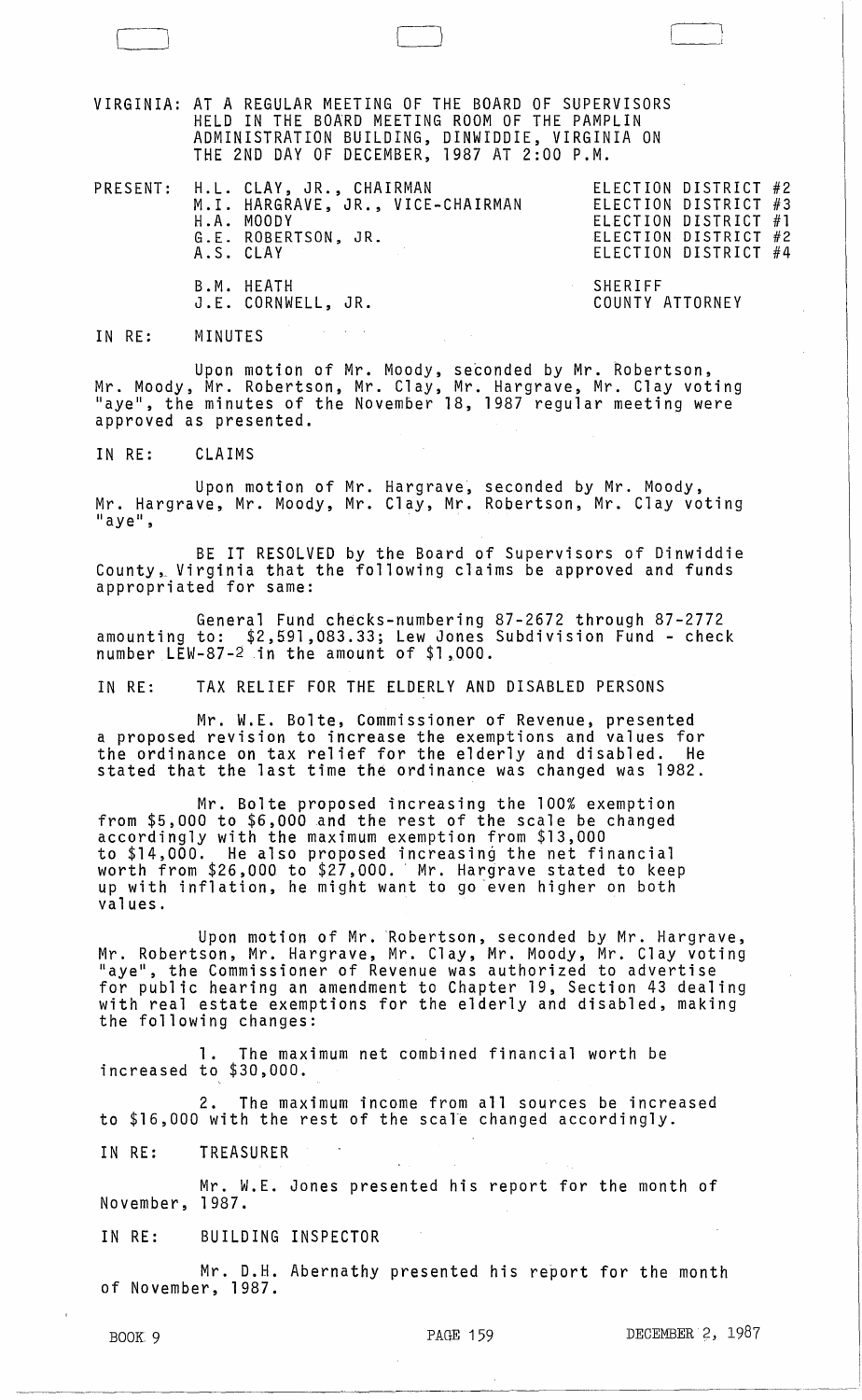VIRGINIA: AT A REGULAR MEETING OF THE BOARD OF SUPERVISORS HELD IN THE BOARD MEETING ROOM OF THE PAMPLIN ADMINISTRATION BUILDING, DINWIDDIE, VIRGINIA ON THE 2ND DAY OF DECEMBER, 1987 AT 2:00 P.M.

| PRESENT: | | |
|---|---|---|
| | H.L. CLAY, JR., CHAIRMAN | ELECTION DISTRICT #2 |
| | M.I. HARGRAVE, JR., VICE-CHAIRMAN | ELECTION DISTRICT #3 |
| | H.A. MOODY | ELECTION DISTRICT #1 |
| | G.E. ROBERTSON, JR. | ELECTION DISTRICT #2 |
| | A.S. CLAY | ELECTION DISTRICT #4 |
| | B.M. HEATH | SHERIFF |
| | J.E. CORNWELL, JR. | COUNTY ATTORNEY |

IN RE: MINUTES

Upon motion of Mr. Moody, seconded by Mr. Robertson, Mr. Moody, Mr. Robertson, Mr. Clay, Mr. Hargrave, Mr. Clay voting "aye", the minutes of the November 18, 1987 regular meeting were approved as presented.

IN RE: CLAIMS

Upon motion of Mr. Hargrave, seconded by Mr. Moody, Mr. Hargrave, Mr. Moody, Mr. Clay, Mr. Robertson, Mr. Clay voting "aye",

BE IT RESOLVED by the Board of Supervisors of Dinwiddie County, Virginia that the following claims be approved and funds appropriated for same:

General Fund checks-numbering 87-2672 through 87-2772 amounting to: $2,591,083.33; Lew Jones Subdivision Fund - check number LEW-87-2 in the amount of $1,000.

IN RE: TAX RELIEF FOR THE ELDERLY AND DISABLED PERSONS

Mr. W.E. Bolte, Commissioner of Revenue, presented a proposed revision to increase the exemptions and values for the ordinance on tax relief for the elderly and disabled. He stated that the last time the ordinance was changed was 1982.

Mr. Bolte proposed increasing the 100% exemption from $5,000 to $6,000 and the rest of the scale be changed accordingly with the maximum exemption from $13,000 to $14,000. He also proposed increasing the net financial worth from $26,000 to $27,000. Mr. Hargrave stated to keep up with inflation, he might want to go even higher on both values.

Upon motion of Mr. Robertson, seconded by Mr. Hargrave, Mr. Robertson, Mr. Hargrave, Mr. Clay, Mr. Moody, Mr. Clay voting "aye", the Commissioner of Revenue was authorized to advertise for public hearing an amendment to Chapter 19, Section 43 dealing with real estate exemptions for the elderly and disabled, making the following changes:

1. The maximum net combined financial worth be increased to $30,000.

2. The maximum income from all sources be increased to $16,000 with the rest of the scale changed accordingly.

IN RE: TREASURER

Mr. W.E. Jones presented his report for the month of November, 1987.

IN RE: BUILDING INSPECTOR

Mr. D.H. Abernathy presented his report for the month of November, 1987.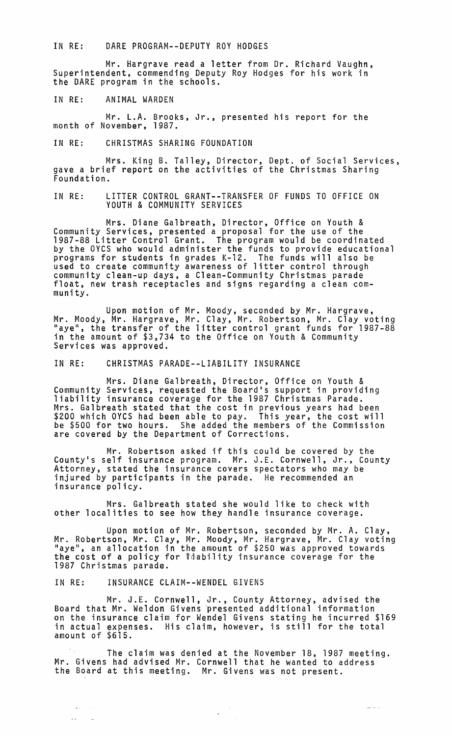IN RE: DARE PROGRAM--DEPUTY ROY HODGES

Mr. Hargrave read a letter from Dr. Richard Vaughn, Superintendent, commending Deputy Roy Hodges for his work in the DARE program in the schools.

IN RE: ANIMAL WARDEN

Mr. L.A. Brooks, Jr., presented his report for the month of November, 1987.

IN RE: CHRISTMAS SHARING FOUNDATION

Mrs. King B. Talley, Director, Dept. of Social Services, gave a brief report on the activities of the Christmas Sharing Foundation.

IN RE: LITTER CONTROL GRANT--TRANSFER OF FUNDS TO OFFICE ON YOUTH & COMMUNITY SERVICES

Mrs. Diane Galbreath, Director, Office on Youth & Community Services, presented a proposal for the use of the 1987-88 Litter Control Grant. The program would be coordinated by the OYCS who would administer the funds to provide educational programs for students in grades K-12. The funds will also be used to create community awareness of litter control through community clean-up days, a Clean-Community Christmas parade float, new trash receptacles and signs regarding a clean community.

Upon motion of Mr. Moody, seconded by Mr. Hargrave, Mr. Moody, Mr. Hargrave, Mr. Clay, Mr. Robertson, Mr. Clay voting "aye", the transfer of the litter control grant funds for 1987-88 in the amount of $3,734 to the Office on Youth & Community Services was approved.

IN RE: CHRISTMAS PARADE--LIABILITY INSURANCE

Mrs. Diane Galbreath, Director, Office on Youth & Community Services, requested the Board's support in providing liability insurance coverage for the 1987 Christmas Parade. Mrs. Galbreath stated that the cost in previous years had been $200 which OYCS had been able to pay. This year, the cost will be $500 for two hours. She added the members of the Commission are covered by the Department of Corrections.

Mr. Robertson asked if this could be covered by the County's self insurance program. Mr. J.E. Cornwell, Jr., County Attorney, stated the insurance covers spectators who may be injured by participants in the parade. He recommended an insurance policy.

Mrs. Galbreath stated she would like to check with other localities to see how they handle insurance coverage.

Upon motion of Mr. Robertson, seconded by Mr. A. Clay, Mr. Robertson, Mr. Clay, Mr. Moody, Mr. Hargrave, Mr. Clay voting "aye", an allocation in the amount of $250 was approved towards the cost of a policy for liability insurance coverage for the 1987 Christmas parade.

IN RE: INSURANCE CLAIM--WENDEL GIVENS

Mr. J.E. Cornwell, Jr., County Attorney, advised the Board that Mr. Weldon Givens presented additional information on the insurance claim for Wendel Givens stating he incurred $169 in actual expenses. His claim, however, is still for the total amount of $615.

The claim was denied at the November 18, 1987 meeting. Mr. Givens had advised Mr. Cornwell that he wanted to address the Board at this meeting. Mr. Givens was not present.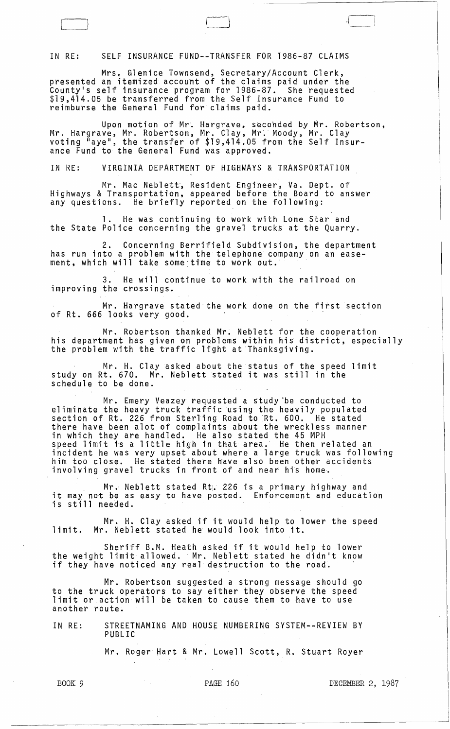IN RE: SELF INSURANCE FUND--TRANSFER FOR 1986-87 CLAIMS

Mrs. Glenice Townsend, Secretary/Account Clerk, presented an itemized account of the claims paid under the County's self insurance program for 1986-87. She requested $19,414.05 be transferred from the Self Insurance Fund to reimburse the General Fund for claims paid.

Upon motion of Mr. Hargrave, seconded by Mr. Robertson, Mr. Hargrave, Mr. Robertson, Mr. Clay, Mr. Moody, Mr. Clay voting "aye", the transfer of $19,414.05 from the Self Insurance Fund to the General Fund was approved.

IN RE: VIRGINIA DEPARTMENT OF HIGHWAYS & TRANSPORTATION

Mr. Mac Neblett, Resident Engineer, Va. Dept. of Highways & Transportation, appeared before the Board to answer any questions. He briefly reported on the following:

1. He was continuing to work with Lone Star and the State Police concerning the gravel trucks at the Quarry.

2. Concerning Berrifield Subdivision, the department has run into a problem with the telephone company on an easement, which will take some time to work out.

3. He will continue to work with the railroad on improving the crossings.

Mr. Hargrave stated the work done on the first section of Rt. 666 looks very good.

Mr. Robertson thanked Mr. Neblett for the cooperation his department has given on problems within his district, especially the problem with the traffic light at Thanksgiving.

Mr. H. Clay asked about the status of the speed limit study on Rt. 670. Mr. Neblett stated it was still in the schedule to be done.

Mr. Emery Veazey requested a study be conducted to eliminate the heavy truck traffic using the heavily populated section of Rt. 226 from Sterling Road to Rt. 600. He stated there have been alot of complaints about the wreckless manner in which they are handled. He also stated the 45 MPH speed limit is a little high in that area. He then related an incident he was very upset about where a large truck was following him too close. He stated there have also been other accidents involving gravel trucks in front of and near his home.

Mr. Neblett stated Rt. 226 is a primary highway and it may not be as easy to have posted. Enforcement and education is still needed.

Mr. H. Clay asked if it would help to lower the speed limit. Mr. Neblett stated he would look into it.

Sheriff B.M. Heath asked if it would help to lower the weight limit allowed. Mr. Neblett stated he didn't know if they have noticed any real destruction to the road.

Mr. Robertson suggested a strong message should go to the truck operators to say either they observe the speed limit or action will be taken to cause them to have to use another route.

IN RE: STREETNAMING AND HOUSE NUMBERING SYSTEM--REVIEW BY PUBLIC

Mr. Roger Hart & Mr. Lowell Scott, R. Stuart Royer

BOOK 9 PAGE 160 DECEMBER 2, 1987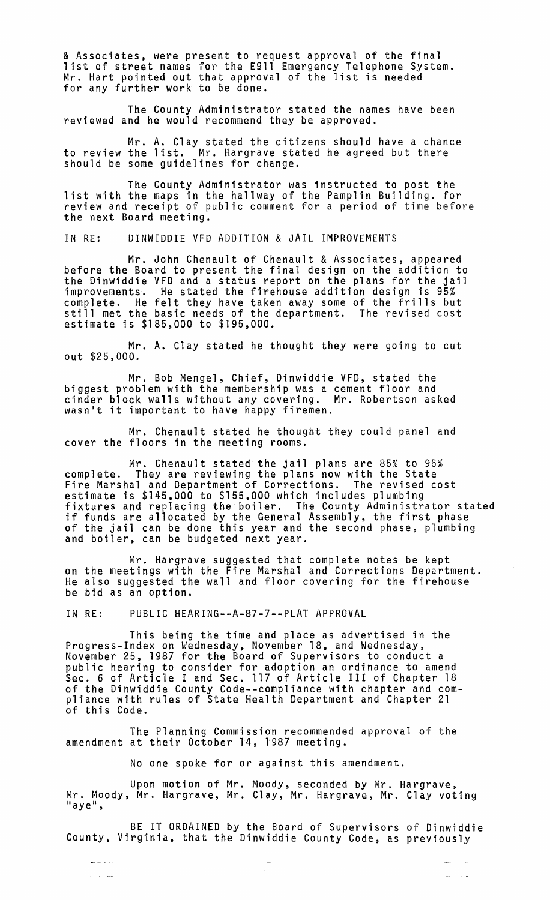& Associates, were present to request approval of the final list of street names for the E911 Emergency Telephone System. Mr. Hart pointed out that approval of the list is needed for any further work to be done.

The County Administrator stated the names have been reviewed and he would recommend they be approved.

Mr. A. Clay stated the citizens should have a chance to review the list. Mr. Hargrave stated he agreed but there should be some guidelines for change.

The County Administrator was instructed to post the list with the maps in the hallway of the Pamplin Building. for review and receipt of public comment for a period of time before the next Board meeting.

IN RE: DINWIDDIE VFD ADDITION & JAIL IMPROVEMENTS

Mr. John Chenault of Chenault & Associates, appeared before the Board to present the final design on the addition to the Dinwiddie VFD and a status report on the plans for the jail improvements. He stated the firehouse addition design is 95% complete. He felt they have taken away some of the frills but still met the basic needs of the department. The revised cost estimate is $185,000 to $195,000.

Mr. A. Clay stated he thought they were going to cut out $25,000.

Mr. Bob Mengel, Chief, Dinwiddie VFD, stated the biggest problem with the membership was a cement floor and cinder block walls without any covering. Mr. Robertson asked wasn't it important to have happy firemen.

Mr. Chenault stated he thought they could panel and cover the floors in the meeting rooms.

Mr. Chenault stated the jail plans are 85% to 95% complete. They are reviewing the plans now with the State Fire Marshal and Department of Corrections. The revised cost estimate is $145,000 to $155,000 which includes plumbing fixtures and replacing the boiler. The County Administrator stated if funds are allocated by the General Assembly, the first phase of the jail can be done this year and the second phase, plumbing and boiler, can be budgeted next year.

Mr. Hargrave suggested that complete notes be kept on the meetings with the Fire Marshal and Corrections Department. He also suggested the wall and floor covering for the firehouse be bid as an option.

IN RE: PUBLIC HEARING--A-87-7--PLAT APPROVAL

This being the time and place as advertised in the Progress-Index on Wednesday, November 18, and Wednesday, November 25, 1987 for the Board of Supervisors to conduct a public hearing to consider for adoption an ordinance to amend Sec. 6 of Article I and Sec. 117 of Article III of Chapter 18 of the Dinwiddie County Code--compliance with chapter and compliance with rules of State Health Department and Chapter 21 of this Code.

The Planning Commission recommended approval of the amendment at their October 14, 1987 meeting.

No one spoke for or against this amendment.

Upon motion of Mr. Moody, seconded by Mr. Hargrave, Mr. Moody, Mr. Hargrave, Mr. Clay, Mr. Hargrave, Mr. Clay voting "aye",

BE IT ORDAINED by the Board of Supervisors of Dinwiddie County, Virginia, that the Dinwiddie County Code, as previously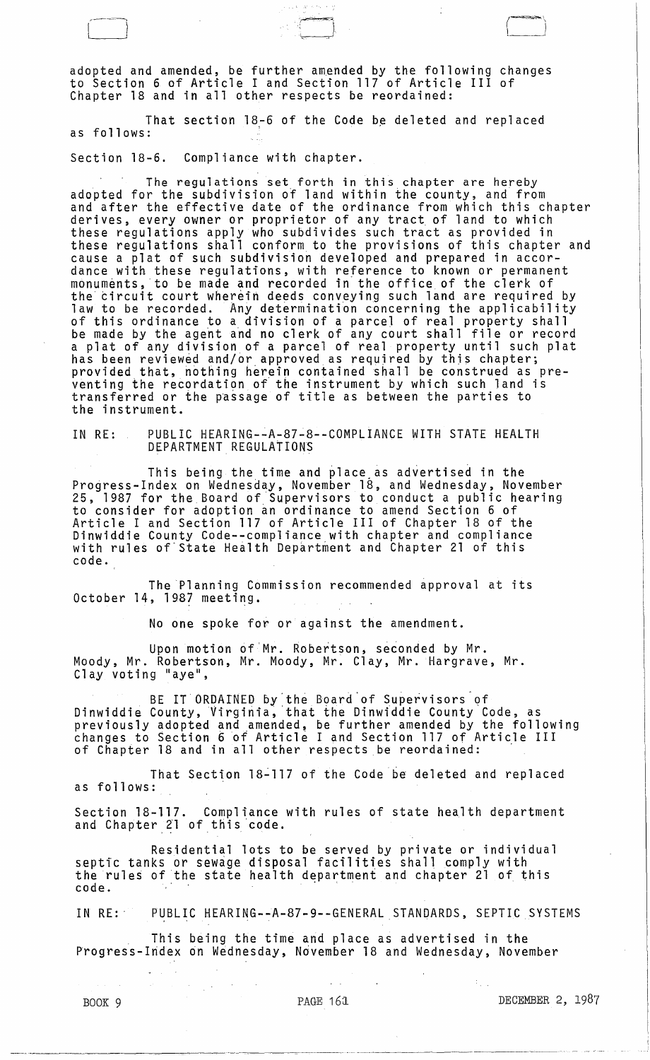adopted and amended, be further amended by the following changes to Section 6 of Article I and Section 117 of Article III of Chapter 18 and in all other respects be reordained:

That section 18-6 of the Code be deleted and replaced as follows:

Section 18-6. Compliance with chapter.

The regulations set forth in this chapter are hereby adopted for the subdivision of land within the county, and from and after the effective date of the ordinance from which this chapter derives, every owner or proprietor of any tract of land to which these regulations apply who subdivides such tract as provided in these regulations shall conform to the provisions of this chapter and cause a plat of such subdivision developed and prepared in accordance with these regulations, with reference to known or permanent monuments, to be made and recorded in the office of the clerk of the circuit court wherein deeds conveying such land are required by law to be recorded. Any determination concerning the applicability of this ordinance to a division of a parcel of real property shall be made by the agent and no clerk of any court shall file or record a plat of any division of a parcel of real property until such plat has been reviewed and/or approved as required by this chapter; provided that, nothing herein contained shall be construed as preventing the recordation of the instrument by which such land is transferred or the passage of title as between the parties to the instrument.

IN RE: PUBLIC HEARING--A-87-8--COMPLIANCE WITH STATE HEALTH DEPARTMENT REGULATIONS

This being the time and place as advertised in the Progress-Index on Wednesday, November 18, and Wednesday, November 25, 1987 for the Board of Supervisors to conduct a public hearing to consider for adoption an ordinance to amend Section 6 of Article I and Section 117 of Article III of Chapter 18 of the Dinwiddie County Code--compliance with chapter and compliance with rules of State Health Department and Chapter 21 of this code.

The Planning Commission recommended approval at its October 14, 1987 meeting.

No one spoke for or against the amendment.

Upon motion of Mr. Robertson, seconded by Mr. Moody, Mr. Robertson, Mr. Moody, Mr. Clay, Mr. Hargrave, Mr. Clay voting "aye",

BE IT ORDAINED by the Board of Supervisors of Dinwiddie County, Virginia, that the Dinwiddie County Code, as previously adopted and amended, be further amended by the following changes to Section 6 of Article I and Section 117 of Article III of Chapter 18 and in all other respects be reordained:

That Section 18-117 of the Code be deleted and replaced as follows:

Section 18-117. Compliance with rules of state health department and Chapter 21 of this code.

Residential lots to be served by private or individual septic tanks or sewage disposal facilities shall comply with the rules of the state health department and chapter 21 of this code.

IN RE: PUBLIC HEARING--A-87-9--GENERAL STANDARDS, SEPTIC SYSTEMS

This being the time and place as advertised in the Progress-Index on Wednesday, November 18 and Wednesday, November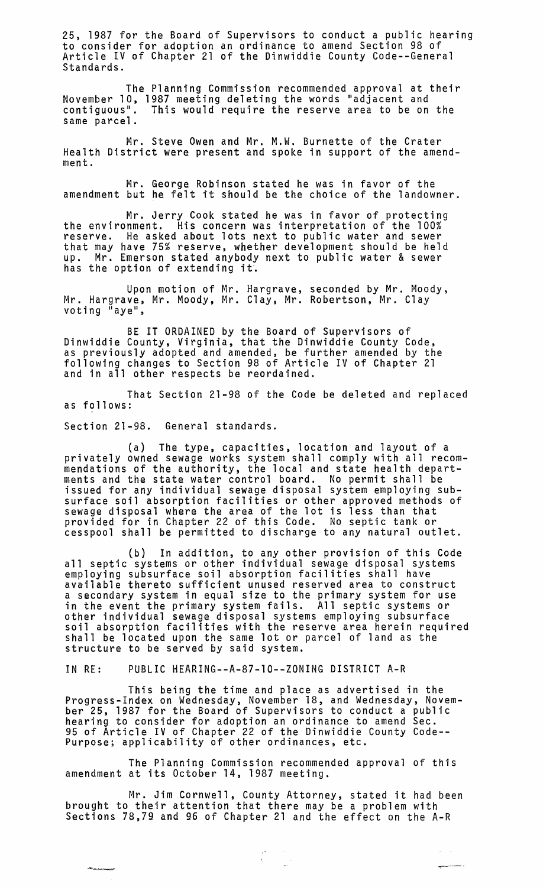25, 1987 for the Board of Supervisors to conduct a public hearing to consider for adoption an ordinance to amend Section 98 of Article IV of Chapter 21 of the Dinwiddie County Code--General Standards.

The Planning Commission recommended approval at their November 10, 1987 meeting deleting the words "adjacent and contiguous". This would require the reserve area to be on the same parcel.

Mr. Steve Owen and Mr. M.W. Burnette of the Crater Health District were present and spoke in support of the amendment.

Mr. George Robinson stated he was in favor of the amendment but he felt it should be the choice of the landowner.

Mr. Jerry Cook stated he was in favor of protecting the environment. His concern was interpretation of the 100% reserve. He asked about lots next to public water and sewer that may have 75% reserve, whether development should be held up. Mr. Emerson stated anybody next to public water & sewer has the option of extending it.

Upon motion of Mr. Hargrave, seconded by Mr. Moody, Mr. Hargrave, Mr. Moody, Mr. Clay, Mr. Robertson, Mr. Clay voting "aye",

BE IT ORDAINED by the Board of Supervisors of Dinwiddie County, Virginia, that the Dinwiddie County Code, as previously adopted and amended, be further amended by the following changes to Section 98 of Article IV of Chapter 21 and in all other respects be reordained.

That Section 21-98 of the Code be deleted and replaced as follows:

Section 21-98. General standards.

(a) The type, capacities, location and layout of a privately owned sewage works system shall comply with all recommendations of the authority, the local and state health departments and the state water control board. No permit shall be issued for any individual sewage disposal system employing subsurface soil absorption facilities or other approved methods of sewage disposal where the area of the lot is less than that provided for in Chapter 22 of this Code. No septic tank or cesspool shall be permitted to discharge to any natural outlet.

(b) In addition, to any other provision of this Code all septic systems or other individual sewage disposal systems employing subsurface soil absorption facilities shall have available thereto sufficient unused reserved area to construct a secondary system in equal size to the primary system for use in the event the primary system fails. All septic systems or other individual sewage disposal systems employing subsurface soil absorption facilities with the reserve area herein required shall be located upon the same lot or parcel of land as the structure to be served by said system.

IN RE: PUBLIC HEARING--A-87-10--ZONING DISTRICT A-R

This being the time and place as advertised in the Progress-Index on Wednesday, November 18, and Wednesday, November 25, 1987 for the Board of Supervisors to conduct a public hearing to consider for adoption an ordinance to amend Sec. 95 of Article IV of Chapter 22 of the Dinwiddie County Code--Purpose; applicability of other ordinances, etc.

The Planning Commission recommended approval of this amendment at its October 14, 1987 meeting.

Mr. Jim Cornwell, County Attorney, stated it had been brought to their attention that there may be a problem with Sections 78,79 and 96 of Chapter 21 and the effect on the A-R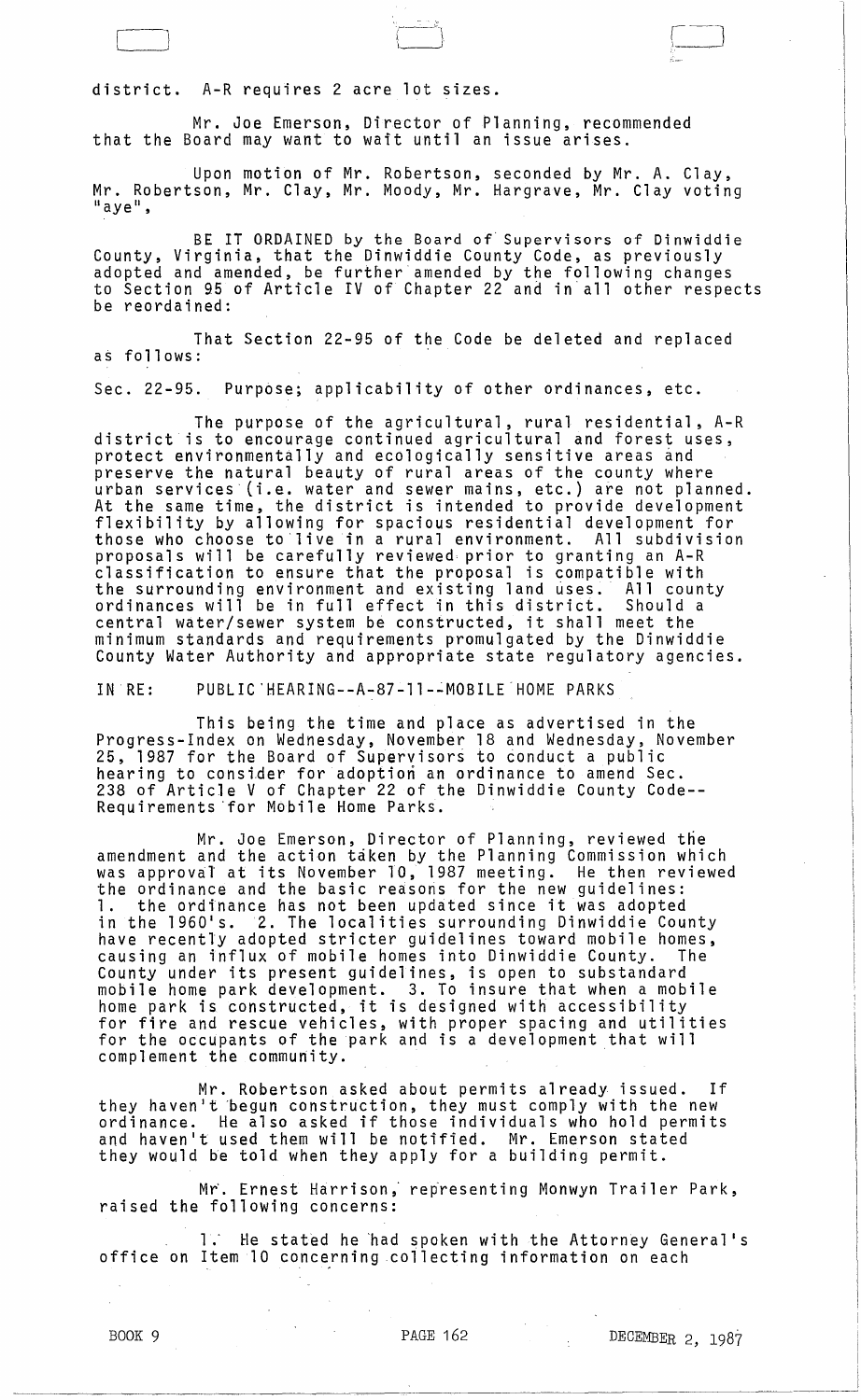district. A-R requires 2 acre lot sizes.

Mr. Joe Emerson, Director of Planning, recommended that the Board may want to wait until an issue arises.

Upon motion of Mr. Robertson, seconded by Mr. A. Clay, Mr. Robertson, Mr. Clay, Mr. Moody, Mr. Hargrave, Mr. Clay voting "aye",

BE IT ORDAINED by the Board of Supervisors of Dinwiddie County, Virginia, that the Dinwiddie County Code, as previously adopted and amended, be further amended by the following changes to Section 95 of Article IV of Chapter 22 and in all other respects be reordained:

That Section 22-95 of the Code be deleted and replaced as follows:

Sec. 22-95. Purpose; applicability of other ordinances, etc.

The purpose of the agricultural, rural residential, A-R district is to encourage continued agricultural and forest uses, protect environmentally and ecologically sensitive areas and preserve the natural beauty of rural areas of the county where urban services (i.e. water and sewer mains, etc.) are not planned. At the same time, the district is intended to provide development flexibility by allowing for spacious residential development for those who choose to live in a rural environment. All subdivision proposals will be carefully reviewed prior to granting an A-R classification to ensure that the proposal is compatible with the surrounding environment and existing land uses. All county ordinances will be in full effect in this district. Should a central water/sewer system be constructed, it shall meet the minimum standards and requirements promulgated by the Dinwiddie County Water Authority and appropriate state regulatory agencies.

IN RE: PUBLIC HEARING--A-87-11--MOBILE HOME PARKS

This being the time and place as advertised in the Progress-Index on Wednesday, November 18 and Wednesday, November 25, 1987 for the Board of Supervisors to conduct a public hearing to consider for adoption an ordinance to amend Sec. 238 of Article V of Chapter 22 of the Dinwiddie County Code-- Requirements for Mobile Home Parks.

Mr. Joe Emerson, Director of Planning, reviewed the amendment and the action taken by the Planning Commission which was approval at its November 10, 1987 meeting. He then reviewed the ordinance and the basic reasons for the new guidelines: 1. the ordinance has not been updated since it was adopted in the 1960's. 2. The localities surrounding Dinwiddie County have recently adopted stricter guidelines toward mobile homes, causing an influx of mobile homes into Dinwiddie County. The County under its present guidelines, is open to substandard mobile home park development. 3. To insure that when a mobile home park is constructed, it is designed with accessibility for fire and rescue vehicles, with proper spacing and utilities for the occupants of the park and is a development that will complement the community.

Mr. Robertson asked about permits already issued. If they haven't begun construction, they must comply with the new ordinance. He also asked if those individuals who hold permits and haven't used them will be notified. Mr. Emerson stated they would be told when they apply for a building permit.

Mr. Ernest Harrison, representing Monwyn Trailer Park, raised the following concerns:

1. He stated he had spoken with the Attorney General's office on Item 10 concerning collecting information on each

BOOK 9 PAGE 162 DECEMBER 2, 1987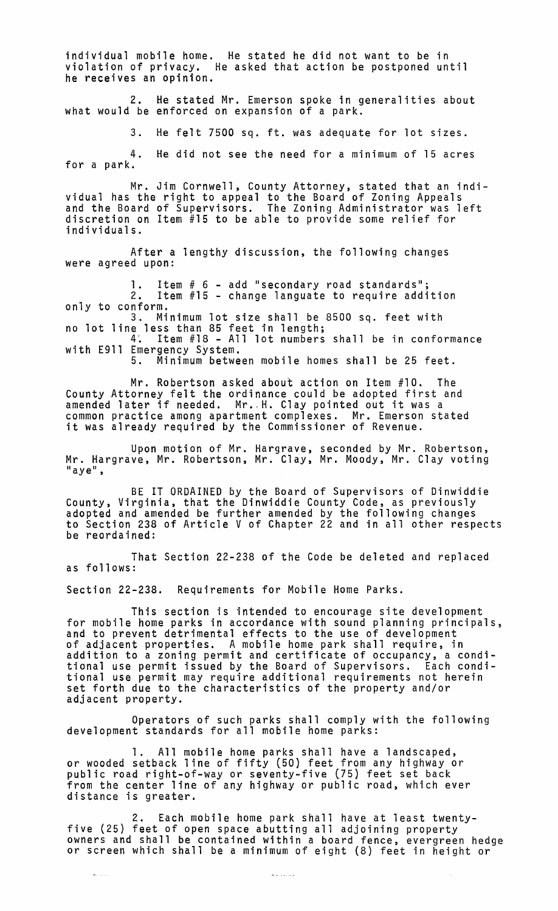individual mobile home. He stated he did not want to be in violation of privacy. He asked that action be postponed until he receives an opinion.

2. He stated Mr. Emerson spoke in generalities about what would be enforced on expansion of a park.

3. He felt 7500 sq. ft. was adequate for lot sizes.

4. He did not see the need for a minimum of 15 acres for a park.

Mr. Jim Cornwell, County Attorney, stated that an individual has the right to appeal to the Board of Zoning Appeals and the Board of Supervisors. The Zoning Administrator was left discretion on Item #15 to be able to provide some relief for individuals.

After a lengthy discussion, the following changes were agreed upon:

1. Item # 6 - add "secondary road standards";
2. Item #15 - change languate to require addition only to conform.
3. Minimum lot size shall be 8500 sq. feet with no lot line less than 85 feet in length;
4. Item #18 - All lot numbers shall be in conformance with E911 Emergency System.
5. Minimum between mobile homes shall be 25 feet.

Mr. Robertson asked about action on Item #10. The County Attorney felt the ordinance could be adopted first and amended later if needed. Mr. H. Clay pointed out it was a common practice among apartment complexes. Mr. Emerson stated it was already required by the Commissioner of Revenue.

Upon motion of Mr. Hargrave, seconded by Mr. Robertson, Mr. Hargrave, Mr. Robertson, Mr. Clay, Mr. Moody, Mr. Clay voting "aye",

BE IT ORDAINED by the Board of Supervisors of Dinwiddie County, Virginia, that the Dinwiddie County Code, as previously adopted and amended be further amended by the following changes to Section 238 of Article V of Chapter 22 and in all other respects be reordained:

That Section 22-238 of the Code be deleted and replaced as follows:

Section 22-238. Requirements for Mobile Home Parks.

This section is intended to encourage site development for mobile home parks in accordance with sound planning principals, and to prevent detrimental effects to the use of development of adjacent properties. A mobile home park shall require, in addition to a zoning permit and certificate of occupancy, a conditional use permit issued by the Board of Supervisors. Each conditional use permit may require additional requirements not herein set forth due to the characteristics of the property and/or adjacent property.

Operators of such parks shall comply with the following development standards for all mobile home parks:

1. All mobile home parks shall have a landscaped, or wooded setback line of fifty (50) feet from any highway or public road right-of-way or seventy-five (75) feet set back from the center line of any highway or public road, which ever distance is greater.

2. Each mobile home park shall have at least twenty-five (25) feet of open space abutting all adjoining property owners and shall be contained within a board fence, evergreen hedge or screen which shall be a minimum of eight (8) feet in height or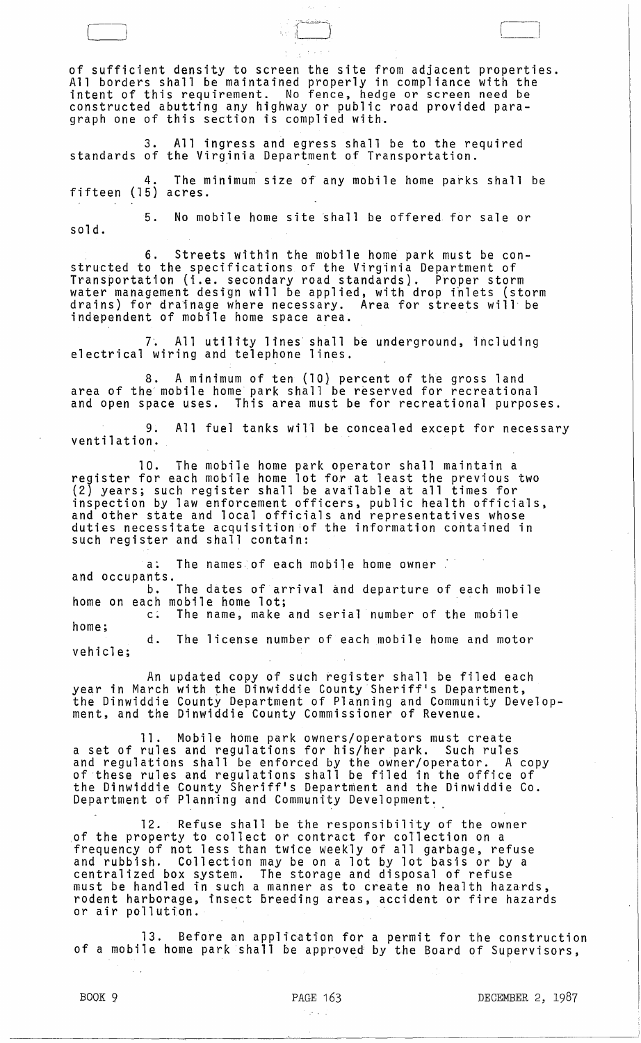of sufficient density to screen the site from adjacent properties. All borders shall be maintained properly in compliance with the intent of this requirement. No fence, hedge or screen need be constructed abutting any highway or public road provided paragraph one of this section is complied with.

3. All ingress and egress shall be to the required standards of the Virginia Department of Transportation.

4. The minimum size of any mobile home parks shall be fifteen (15) acres.

5. No mobile home site shall be offered for sale or sold.

6. Streets within the mobile home park must be constructed to the specifications of the Virginia Department of Transportation (i.e. secondary road standards). Proper storm water management design will be applied, with drop inlets (storm drains) for drainage where necessary. Area for streets will be independent of mobile home space area.

7. All utility lines shall be underground, including electrical wiring and telephone lines.

8. A minimum of ten (10) percent of the gross land area of the mobile home park shall be reserved for recreational and open space uses. This area must be for recreational purposes.

9. All fuel tanks will be concealed except for necessary ventilation.

10. The mobile home park operator shall maintain a register for each mobile home lot for at least the previous two (2) years; such register shall be available at all times for inspection by law enforcement officers, public health officials, and other state and local officials and representatives whose duties necessitate acquisition of the information contained in such register and shall contain:

a. The names of each mobile home owner and occupants.

b. The dates of arrival and departure of each mobile home on each mobile home lot;

c. The name, make and serial number of the mobile home;

d. The license number of each mobile home and motor vehicle;

An updated copy of such register shall be filed each year in March with the Dinwiddie County Sheriff's Department, the Dinwiddie County Department of Planning and Community Development, and the Dinwiddie County Commissioner of Revenue.

11. Mobile home park owners/operators must create a set of rules and regulations for his/her park. Such rules and regulations shall be enforced by the owner/operator. A copy of these rules and regulations shall be filed in the office of the Dinwiddie County Sheriff's Department and the Dinwiddie Co. Department of Planning and Community Development.

12. Refuse shall be the responsibility of the owner of the property to collect or contract for collection on a frequency of not less than twice weekly of all garbage, refuse and rubbish. Collection may be on a lot by lot basis or by a centralized box system. The storage and disposal of refuse must be handled in such a manner as to create no health hazards, rodent harborage, insect breeding areas, accident or fire hazards or air pollution.

13. Before an application for a permit for the construction of a mobile home park shall be approved by the Board of Supervisors,

BOOK 9 PAGE 163 DECEMBER 2, 1987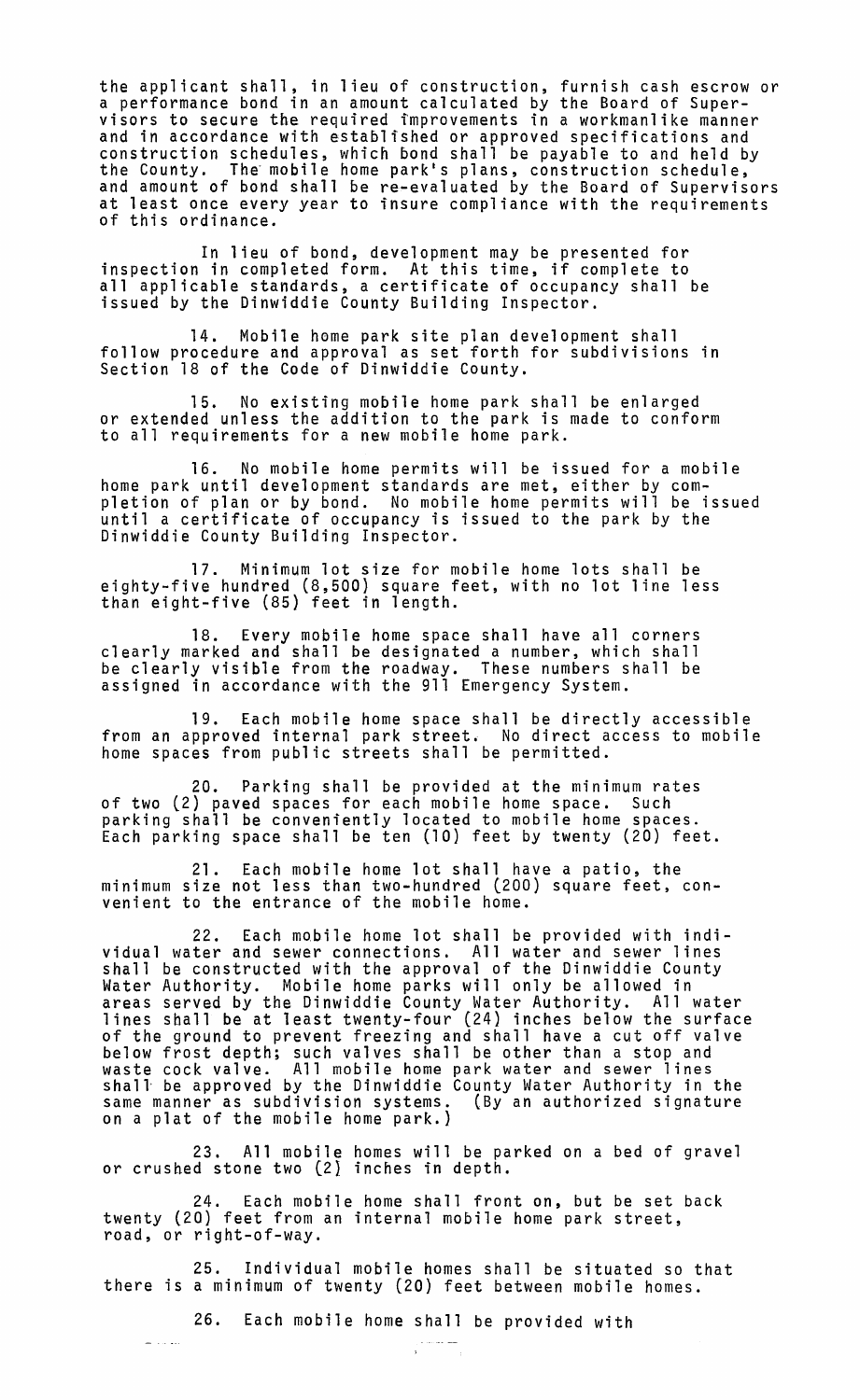the applicant shall, in lieu of construction, furnish cash escrow or a performance bond in an amount calculated by the Board of Supervisors to secure the required improvements in a workmanlike manner and in accordance with established or approved specifications and construction schedules, which bond shall be payable to and held by the County. The mobile home park's plans, construction schedule, and amount of bond shall be re-evaluated by the Board of Supervisors at least once every year to insure compliance with the requirements of this ordinance.

In lieu of bond, development may be presented for inspection in completed form. At this time, if complete to all applicable standards, a certificate of occupancy shall be issued by the Dinwiddie County Building Inspector.

14. Mobile home park site plan development shall follow procedure and approval as set forth for subdivisions in Section 18 of the Code of Dinwiddie County.

15. No existing mobile home park shall be enlarged or extended unless the addition to the park is made to conform to all requirements for a new mobile home park.

16. No mobile home permits will be issued for a mobile home park until development standards are met, either by completion of plan or by bond. No mobile home permits will be issued until a certificate of occupancy is issued to the park by the Dinwiddie County Building Inspector.

17. Minimum lot size for mobile home lots shall be eighty-five hundred (8,500) square feet, with no lot line less than eight-five (85) feet in length.

18. Every mobile home space shall have all corners clearly marked and shall be designated a number, which shall be clearly visible from the roadway. These numbers shall be assigned in accordance with the 911 Emergency System.

19. Each mobile home space shall be directly accessible from an approved internal park street. No direct access to mobile home spaces from public streets shall be permitted.

20. Parking shall be provided at the minimum rates of two (2) paved spaces for each mobile home space. Such parking shall be conveniently located to mobile home spaces. Each parking space shall be ten (10) feet by twenty (20) feet.

21. Each mobile home lot shall have a patio, the minimum size not less than two-hundred (200) square feet, convenient to the entrance of the mobile home.

22. Each mobile home lot shall be provided with individual water and sewer connections. All water and sewer lines shall be constructed with the approval of the Dinwiddie County Water Authority. Mobile home parks will only be allowed in areas served by the Dinwiddie County Water Authority. All water lines shall be at least twenty-four (24) inches below the surface of the ground to prevent freezing and shall have a cut off valve below frost depth; such valves shall be other than a stop and waste cock valve. All mobile home park water and sewer lines shall be approved by the Dinwiddie County Water Authority in the same manner as subdivision systems. (By an authorized signature on a plat of the mobile home park.)

23. All mobile homes will be parked on a bed of gravel or crushed stone two (2) inches in depth.

24. Each mobile home shall front on, but be set back twenty (20) feet from an internal mobile home park street, road, or right-of-way.

25. Individual mobile homes shall be situated so that there is a minimum of twenty (20) feet between mobile homes.

26. Each mobile home shall be provided with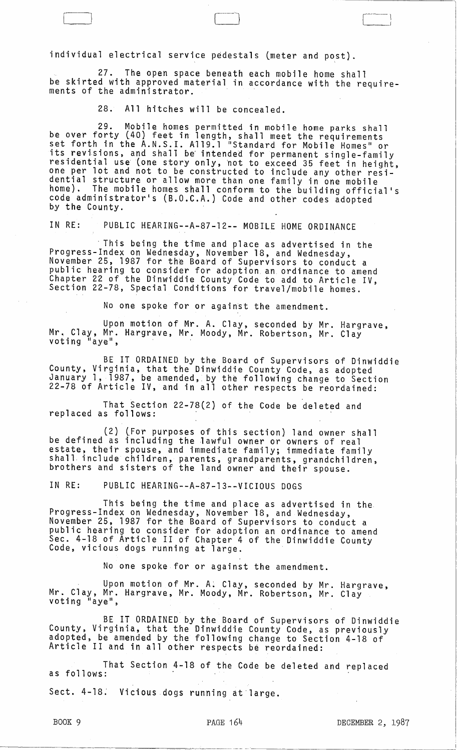individual electrical service pedestals (meter and post).

27. The open space beneath each mobile home shall be skirted with approved material in accordance with the requirements of the administrator.

28. All hitches will be concealed.

29. Mobile homes permitted in mobile home parks shall be over forty (40) feet in length, shall meet the requirements set forth in the A.N.S.I. A119.1 "Standard for Mobile Homes" or its revisions, and shall be intended for permanent single-family residential use (one story only, not to exceed 35 feet in height, one per lot and not to be constructed to include any other residential structure or allow more than one family in one mobile home). The mobile homes shall conform to the building official's code administrator's (B.O.C.A.) Code and other codes adopted by the County.

IN RE: PUBLIC HEARING--A-87-12-- MOBILE HOME ORDINANCE

This being the time and place as advertised in the Progress-Index on Wednesday, November 18, and Wednesday, November 25, 1987 for the Board of Supervisors to conduct a public hearing to consider for adoption an ordinance to amend Chapter 22 of the Dinwiddie County Code to add to Article IV, Section 22-78, Special Conditions for travel/mobile homes.

No one spoke for or against the amendment.

Upon motion of Mr. A. Clay, seconded by Mr. Hargrave, Mr. Clay, Mr. Hargrave, Mr. Moody, Mr. Robertson, Mr. Clay voting "aye",

BE IT ORDAINED by the Board of Supervisors of Dinwiddie County, Virginia, that the Dinwiddie County Code, as adopted January 1, 1987, be amended, by the following change to Section 22-78 of Article IV, and in all other respects be reordained:

That Section 22-78(2) of the Code be deleted and replaced as follows:

(2) (For purposes of this section) land owner shall be defined as including the lawful owner or owners of real estate, their spouse, and immediate family; immediate family shall include children, parents, grandparents, grandchildren, brothers and sisters of the land owner and their spouse.

IN RE: PUBLIC HEARING--A-87-13--VICIOUS DOGS

This being the time and place as advertised in the Progress-Index on Wednesday, November 18, and Wednesday, November 25, 1987 for the Board of Supervisors to conduct a public hearing to consider for adoption an ordinance to amend Sec. 4-18 of Article II of Chapter 4 of the Dinwiddie County Code, vicious dogs running at large.

No one spoke for or against the amendment.

Upon motion of Mr. A. Clay, seconded by Mr. Hargrave, Mr. Clay, Mr. Hargrave, Mr. Moody, Mr. Robertson, Mr. Clay voting "aye",

BE IT ORDAINED by the Board of Supervisors of Dinwiddie County, Virginia, that the Dinwiddie County Code, as previously adopted, be amended by the following change to Section 4-18 of Article II and in all other respects be reordained:

That Section 4-18 of the Code be deleted and replaced as follows:

Sect. 4-18. Vicious dogs running at large.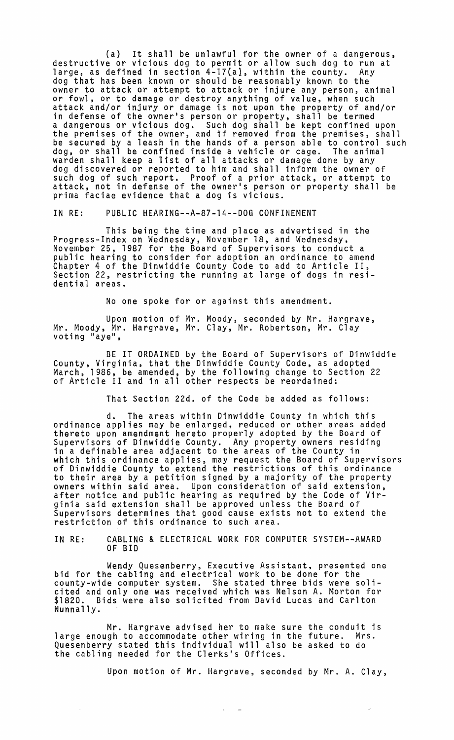(a) It shall be unlawful for the owner of a dangerous, destructive or vicious dog to permit or allow such dog to run at large, as defined in section 4-17(a), within the county. Any dog that has been known or should be reasonably known to the owner to attack or attempt to attack or injure any person, animal or fowl, or to damage or destroy anything of value, when such attack and/or injury or damage is not upon the property of and/or in defense of the owner's person or property, shall be termed a dangerous or vicious dog. Such dog shall be kept confined upon the premises of the owner, and if removed from the premises, shall be secured by a leash in the hands of a person able to control such dog, or shall be confined inside a vehicle or cage. The animal warden shall keep a list of all attacks or damage done by any dog discovered or reported to him and shall inform the owner of such dog of such report. Proof of a prior attack, or attempt to attack, not in defense of the owner's person or property shall be prima faciae evidence that a dog is vicious.

IN RE: PUBLIC HEARING--A-87-14--DOG CONFINEMENT

This being the time and place as advertised in the Progress-Index on Wednesday, November 18, and Wednesday, November 25, 1987 for the Board of Supervisors to conduct a public hearing to consider for adoption an ordinance to amend Chapter 4 of the Dinwiddie County Code to add to Article II, Section 22, restricting the running at large of dogs in residential areas.

No one spoke for or against this amendment.

Upon motion of Mr. Moody, seconded by Mr. Hargrave, Mr. Moody, Mr. Hargrave, Mr. Clay, Mr. Robertson, Mr. Clay voting "aye",

BE IT ORDAINED by the Board of Supervisors of Dinwiddie County, Virginia, that the Dinwiddie County Code, as adopted March, 1986, be amended, by the following change to Section 22 of Article II and in all other respects be reordained:

That Section 22d. of the Code be added as follows:

d. The areas within Dinwiddie County in which this ordinance applies may be enlarged, reduced or other areas added thereto upon amendment hereto properly adopted by the Board of Supervisors of Dinwiddie County. Any property owners residing in a definable area adjacent to the areas of the County in which this ordinance applies, may request the Board of Supervisors of Dinwiddie County to extend the restrictions of this ordinance to their area by a petition signed by a majority of the property owners within said area. Upon consideration of said extension, after notice and public hearing as required by the Code of Virginia said extension shall be approved unless the Board of Supervisors determines that good cause exists not to extend the restriction of this ordinance to such area.

IN RE: CABLING & ELECTRICAL WORK FOR COMPUTER SYSTEM--AWARD OF BID

Wendy Quesenberry, Executive Assistant, presented one bid for the cabling and electrical work to be done for the county-wide computer system. She stated three bids were solicited and only one was received which was Nelson A. Morton for $1820. Bids were also solicited from David Lucas and Carlton Nunnally.

Mr. Hargrave advised her to make sure the conduit is large enough to accommodate other wiring in the future. Mrs. Quesenberry stated this individual will also be asked to do the cabling needed for the Clerks's Offices.

Upon motion of Mr. Hargrave, seconded by Mr. A. Clay,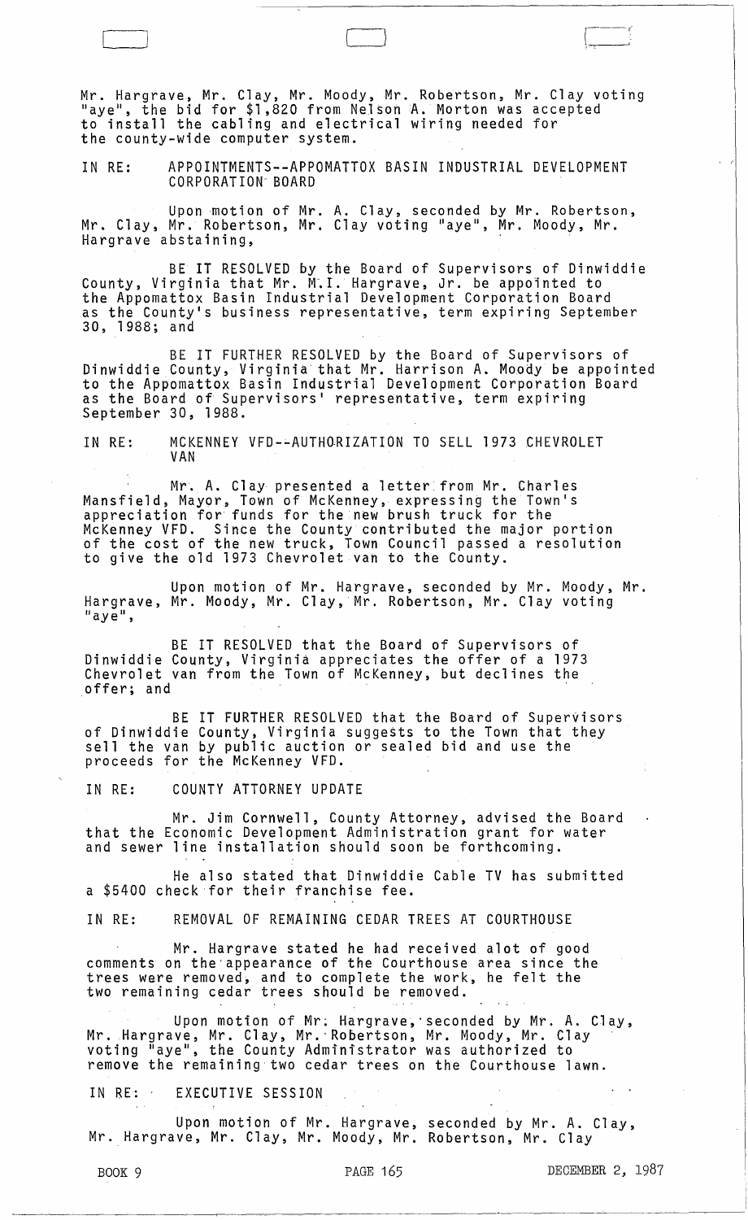Mr. Hargrave, Mr. Clay, Mr. Moody, Mr. Robertson, Mr. Clay voting "aye", the bid for $1,820 from Nelson A. Morton was accepted to install the cabling and electrical wiring needed for the county-wide computer system.

IN RE: APPOINTMENTS--APPOMATTOX BASIN INDUSTRIAL DEVELOPMENT CORPORATION BOARD

Upon motion of Mr. A. Clay, seconded by Mr. Robertson, Mr. Clay, Mr. Robertson, Mr. Clay voting "aye", Mr. Moody, Mr. Hargrave abstaining,

BE IT RESOLVED by the Board of Supervisors of Dinwiddie County, Virginia that Mr. M.I. Hargrave, Jr. be appointed to the Appomattox Basin Industrial Development Corporation Board as the County's business representative, term expiring September 30, 1988; and

BE IT FURTHER RESOLVED by the Board of Supervisors of Dinwiddie County, Virginia that Mr. Harrison A. Moody be appointed to the Appomattox Basin Industrial Development Corporation Board as the Board of Supervisors' representative, term expiring September 30, 1988.

IN RE: MCKENNEY VFD--AUTHORIZATION TO SELL 1973 CHEVROLET VAN

Mr. A. Clay presented a letter from Mr. Charles Mansfield, Mayor, Town of McKenney, expressing the Town's appreciation for funds for the new brush truck for the McKenney VFD. Since the County contributed the major portion of the cost of the new truck, Town Council passed a resolution to give the old 1973 Chevrolet van to the County.

Upon motion of Mr. Hargrave, seconded by Mr. Moody, Mr. Hargrave, Mr. Moody, Mr. Clay, Mr. Robertson, Mr. Clay voting "aye",

BE IT RESOLVED that the Board of Supervisors of Dinwiddie County, Virginia appreciates the offer of a 1973 Chevrolet van from the Town of McKenney, but declines the offer; and

BE IT FURTHER RESOLVED that the Board of Supervisors of Dinwiddie County, Virginia suggests to the Town that they sell the van by public auction or sealed bid and use the proceeds for the McKenney VFD.

IN RE: COUNTY ATTORNEY UPDATE

Mr. Jim Cornwell, County Attorney, advised the Board that the Economic Development Administration grant for water and sewer line installation should soon be forthcoming.

He also stated that Dinwiddie Cable TV has submitted a $5400 check for their franchise fee.

IN RE: REMOVAL OF REMAINING CEDAR TREES AT COURTHOUSE

Mr. Hargrave stated he had received alot of good comments on the appearance of the Courthouse area since the trees were removed, and to complete the work, he felt the two remaining cedar trees should be removed.

Upon motion of Mr. Hargrave, seconded by Mr. A. Clay, Mr. Hargrave, Mr. Clay, Mr. Robertson, Mr. Moody, Mr. Clay voting "aye", the County Administrator was authorized to remove the remaining two cedar trees on the Courthouse lawn.

IN RE: EXECUTIVE SESSION

Upon motion of Mr. Hargrave, seconded by Mr. A. Clay, Mr. Hargrave, Mr. Clay, Mr. Moody, Mr. Robertson, Mr. Clay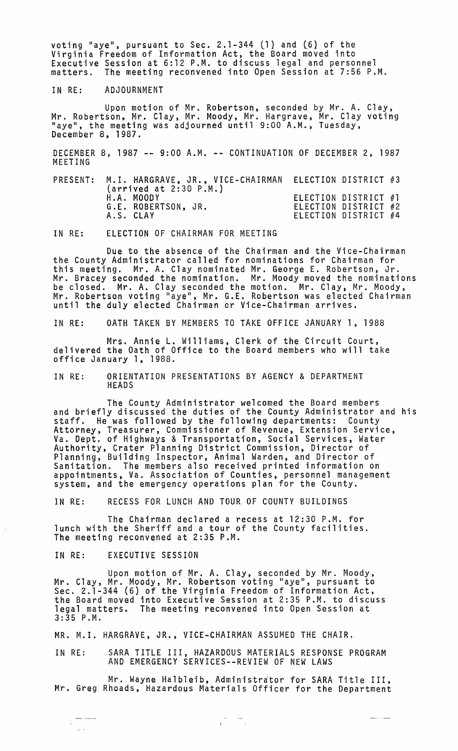voting "aye", pursuant to Sec. 2.1-344 (1) and (6) of the Virginia Freedom of Information Act, the Board moved into Executive Session at 6:12 P.M. to discuss legal and personnel matters. The meeting reconvened into Open Session at 7:56 P.M.

IN RE: ADJOURNMENT

Upon motion of Mr. Robertson, seconded by Mr. A. Clay, Mr. Robertson, Mr. Clay, Mr. Moody, Mr. Hargrave, Mr. Clay voting "aye", the meeting was adjourned until 9:00 A.M., Tuesday, December 8, 1987.

DECEMBER 8, 1987 -- 9:00 A.M. -- CONTINUATION OF DECEMBER 2, 1987 MEETING

| PRESENT: | M.I. HARGRAVE, JR., VICE-CHAIRMAN (arrived at 2:30 P.M.) | ELECTION DISTRICT #3 |
|---|---|---|
| | H.A. MOODY | ELECTION DISTRICT #1 |
| | G.E. ROBERTSON, JR. | ELECTION DISTRICT #2 |
| | A.S. CLAY | ELECTION DISTRICT #4 |

IN RE: ELECTION OF CHAIRMAN FOR MEETING

Due to the absence of the Chairman and the Vice-Chairman the County Administrator called for nominations for Chairman for this meeting. Mr. A. Clay nominated Mr. George E. Robertson, Jr. Mr. Bracey seconded the nomination. Mr. Moody moved the nominations be closed. Mr. A. Clay seconded the motion. Mr. Clay, Mr. Moody, Mr. Robertson voting "aye", Mr. G.E. Robertson was elected Chairman until the duly elected Chairman or Vice-Chairman arrives.

IN RE: OATH TAKEN BY MEMBERS TO TAKE OFFICE JANUARY 1, 1988

Mrs. Annie L. Williams, Clerk of the Circuit Court, delivered the Oath of Office to the Board members who will take office January 1, 1988.

IN RE: ORIENTATION PRESENTATIONS BY AGENCY & DEPARTMENT HEADS

The County Administrator welcomed the Board members and briefly discussed the duties of the County Administrator and his staff. He was followed by the following departments: County Attorney, Treasurer, Commissioner of Revenue, Extension Service, Va. Dept. of Highways & Transportation, Social Services, Water Authority, Crater Planning District Commission, Director of Planning, Building Inspector, Animal Warden, and Director of Sanitation. The members also received printed information on appointments, Va. Association of Counties, personnel management system, and the emergency operations plan for the County.

IN RE: RECESS FOR LUNCH AND TOUR OF COUNTY BUILDINGS

The Chairman declared a recess at 12:30 P.M. for lunch with the Sheriff and a tour of the County facilities. The meeting reconvened at 2:35 P.M.

IN RE: EXECUTIVE SESSION

Upon motion of Mr. A. Clay, seconded by Mr. Moody, Mr. Clay, Mr. Moody, Mr. Robertson voting "aye", pursuant to Sec. 2.1-344 (6) of the Virginia Freedom of Information Act, the Board moved into Executive Session at 2:35 P.M. to discuss legal matters. The meeting reconvened into Open Session at 3:35 P.M.

MR. M.I. HARGRAVE, JR., VICE-CHAIRMAN ASSUMED THE CHAIR.

IN RE: SARA TITLE III, HAZARDOUS MATERIALS RESPONSE PROGRAM AND EMERGENCY SERVICES--REVIEW OF NEW LAWS

Mr. Wayne Halbleib, Administrator for SARA Title III, Mr. Greg Rhoads, Hazardous Materials Officer for the Department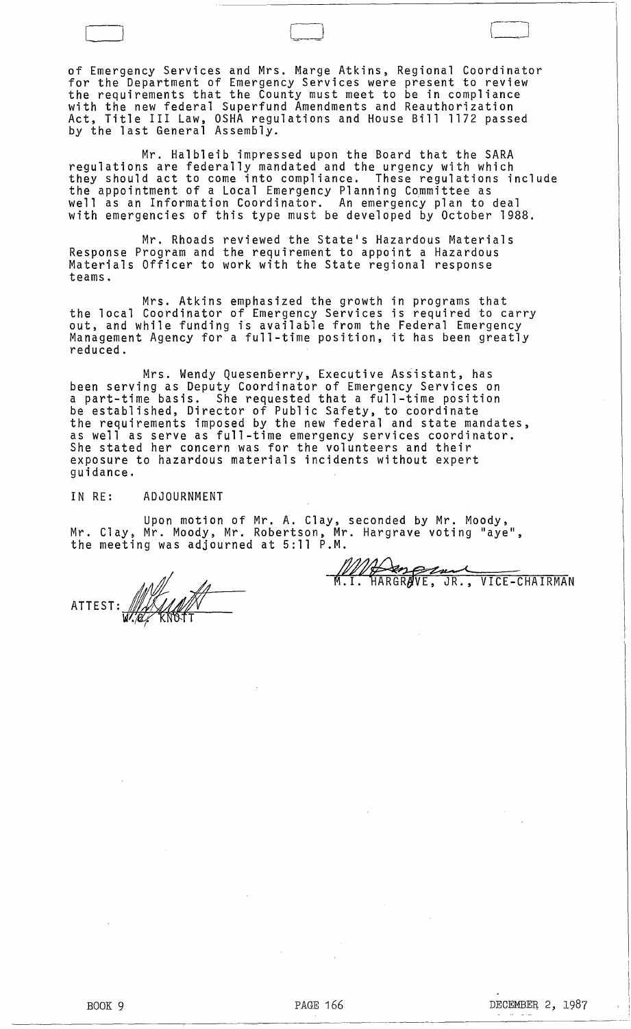of Emergency Services and Mrs. Marge Atkins, Regional Coordinator for the Department of Emergency Services were present to review the requirements that the County must meet to be in compliance with the new federal Superfund Amendments and Reauthorization Act, Title III Law, OSHA regulations and House Bill 1172 passed by the last General Assembly.

Mr. Halbleib impressed upon the Board that the SARA regulations are federally mandated and the urgency with which they should act to come into compliance. These regulations include the appointment of a Local Emergency Planning Committee as well as an Information Coordinator. An emergency plan to deal with emergencies of this type must be developed by October 1988.

Mr. Rhoads reviewed the State's Hazardous Materials Response Program and the requirement to appoint a Hazardous Materials Officer to work with the State regional response teams.

Mrs. Atkins emphasized the growth in programs that the local Coordinator of Emergency Services is required to carry out, and while funding is available from the Federal Emergency Management Agency for a full-time position, it has been greatly reduced.

Mrs. Wendy Quesenberry, Executive Assistant, has been serving as Deputy Coordinator of Emergency Services on a part-time basis. She requested that a full-time position be established, Director of Public Safety, to coordinate the requirements imposed by the new federal and state mandates, as well as serve as full-time emergency services coordinator. She stated her concern was for the volunteers and their exposure to hazardous materials incidents without expert guidance.

IN RE: ADJOURNMENT

Upon motion of Mr. A. Clay, seconded by Mr. Moody, Mr. Clay, Mr. Moody, Mr. Robertson, Mr. Hargrave voting "aye", the meeting was adjourned at 5:11 P.M.

M.I. HARGRAVE, JR., VICE-CHAIRMAN

ATTEST: W.C. KNOTT

BOOK 9 PAGE 166 DECEMBER 2, 1987